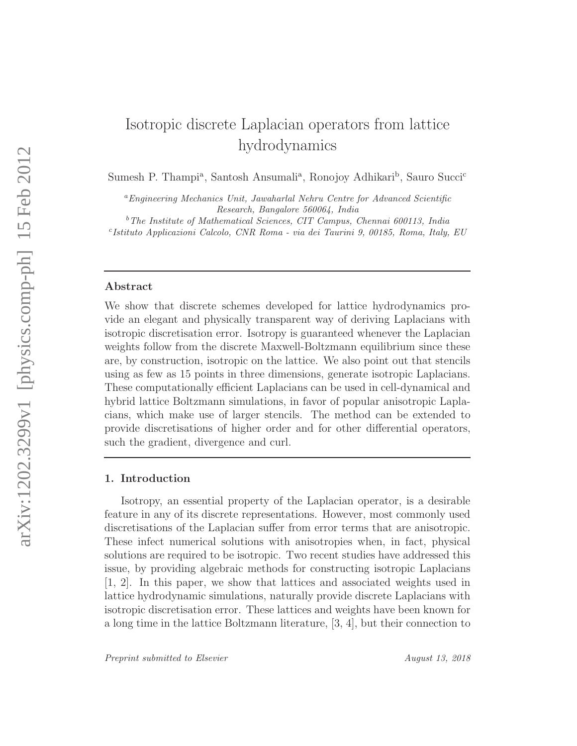# Isotropic discrete Laplacian operators from lattice hydrodynamics

Sumesh P. Thampi[a], Santosh Ansumali[a], Ronojoy Adhikari[b], Sauro Succi[c]

[a] *Engineering Mechanics Unit, Jawaharlal Nehru Centre for Advanced Scientific Research, Bangalore 560064, India*
[b] *The Institute of Mathematical Sciences, CIT Campus, Chennai 600113, India*
[c] *Istituto Applicazioni Calcolo, CNR Roma - via dei Taurini 9, 00185, Roma, Italy, EU*

---

## Abstract

We show that discrete schemes developed for lattice hydrodynamics provide an elegant and physically transparent way of deriving Laplacians with isotropic discretisation error. Isotropy is guaranteed whenever the Laplacian weights follow from the discrete Maxwell-Boltzmann equilibrium since these are, by construction, isotropic on the lattice. We also point out that stencils using as few as 15 points in three dimensions, generate isotropic Laplacians. These computationally efficient Laplacians can be used in cell-dynamical and hybrid lattice Boltzmann simulations, in favor of popular anisotropic Laplacians, which make use of larger stencils. The method can be extended to provide discretisations of higher order and for other differential operators, such the gradient, divergence and curl.

---

## 1. Introduction

Isotropy, an essential property of the Laplacian operator, is a desirable feature in any of its discrete representations. However, most commonly used discretisations of the Laplacian suffer from error terms that are anisotropic. These infect numerical solutions with anisotropies when, in fact, physical solutions are required to be isotropic. Two recent studies have addressed this issue, by providing algebraic methods for constructing isotropic Laplacians [1, 2]. In this paper, we show that lattices and associated weights used in lattice hydrodynamic simulations, naturally provide discrete Laplacians with isotropic discretisation error. These lattices and weights have been known for a long time in the lattice Boltzmann literature, [3, 4], but their connection to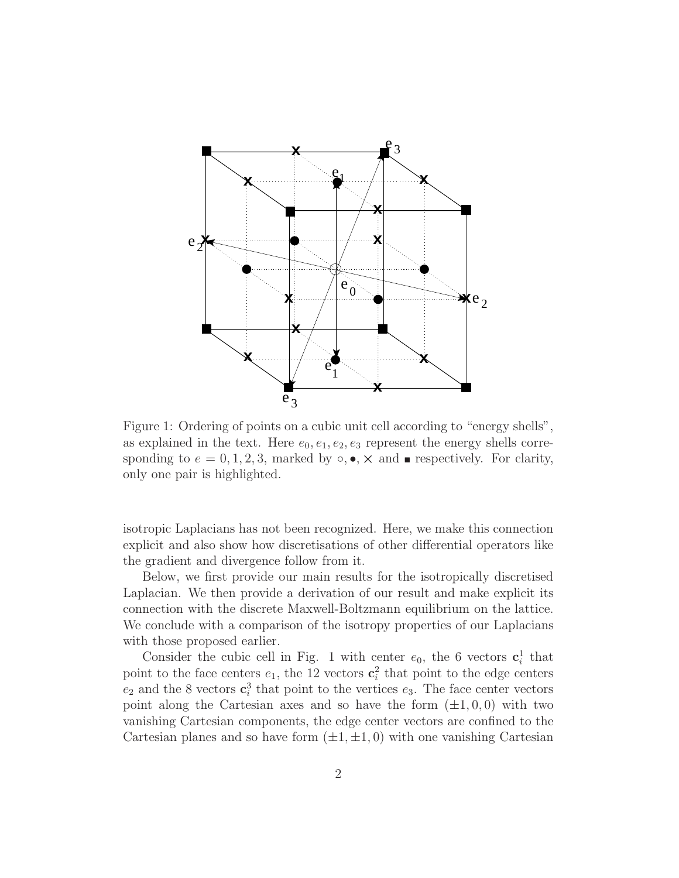Figure 1: Ordering of points on a cubic unit cell according to "energy shells", as explained in the text. Here $e_0, e_1, e_2, e_3$ represent the energy shells corresponding to $e = 0, 1, 2, 3$, marked by $\circ, \bullet, \times$ and $\blacksquare$ respectively. For clarity, only one pair is highlighted.

isotropic Laplacians has not been recognized. Here, we make this connection explicit and also show how discretisations of other differential operators like the gradient and divergence follow from it.

Below, we first provide our main results for the isotropically discretised Laplacian. We then provide a derivation of our result and make explicit its connection with the discrete Maxwell-Boltzmann equilibrium on the lattice. We conclude with a comparison of the isotropy properties of our Laplacians with those proposed earlier.

Consider the cubic cell in Fig. 1 with center $e_0$, the 6 vectors $\mathbf{c}_i^1$ that point to the face centers $e_1$, the 12 vectors $\mathbf{c}_i^2$ that point to the edge centers $e_2$ and the 8 vectors $\mathbf{c}_i^3$ that point to the vertices $e_3$. The face center vectors point along the Cartesian axes and so have the form $(\pm 1, 0, 0)$ with two vanishing Cartesian components, the edge center vectors are confined to the Cartesian planes and so have form $(\pm 1, \pm 1, 0)$ with one vanishing Cartesian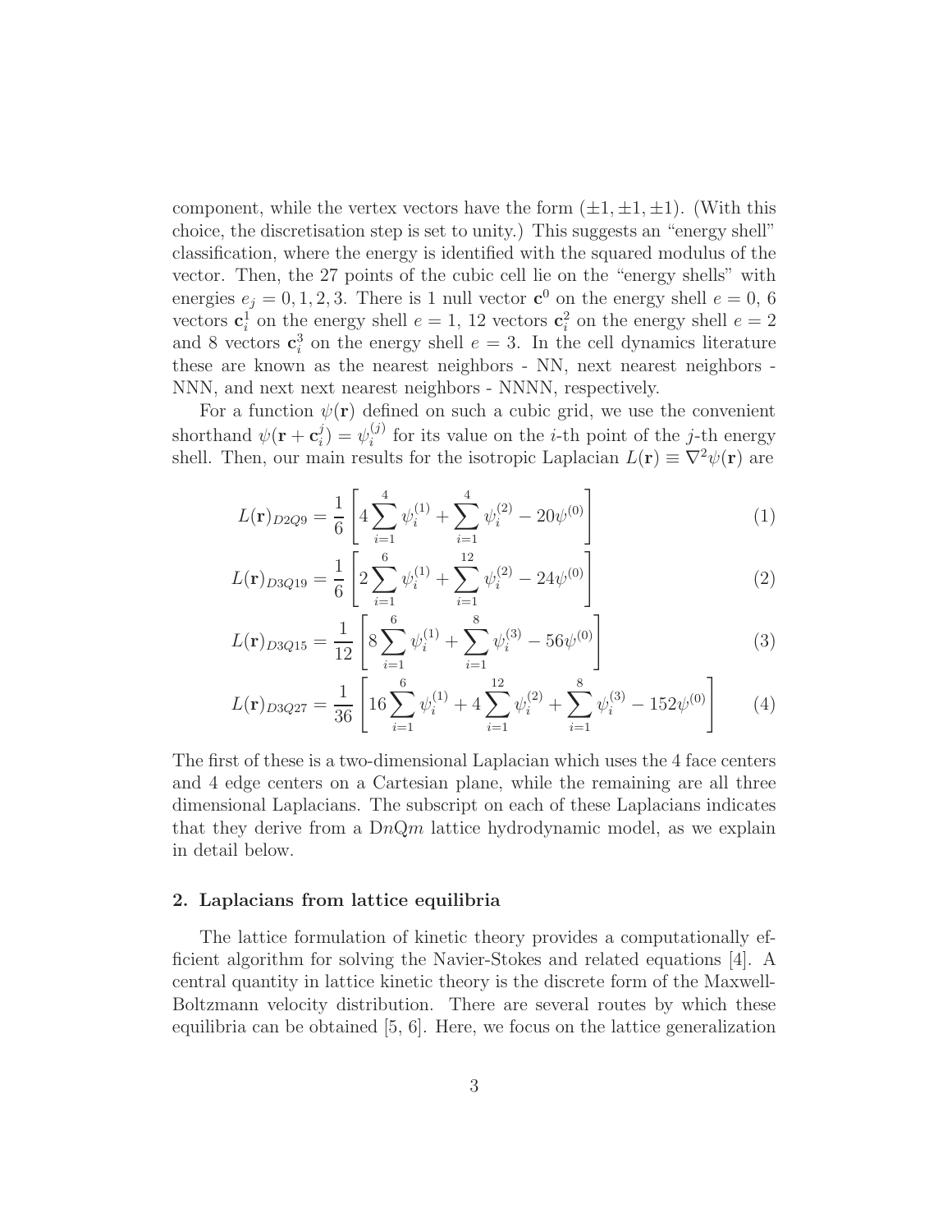component, while the vertex vectors have the form $(\pm 1, \pm 1, \pm 1)$. (With this choice, the discretisation step is set to unity.) This suggests an "energy shell" classification, where the energy is identified with the squared modulus of the vector. Then, the 27 points of the cubic cell lie on the "energy shells" with energies $e_j = 0, 1, 2, 3$. There is 1 null vector $\mathbf{c}^0$ on the energy shell $e = 0$, 6 vectors $\mathbf{c}_i^1$ on the energy shell $e = 1$, 12 vectors $\mathbf{c}_i^2$ on the energy shell $e = 2$ and 8 vectors $\mathbf{c}_i^3$ on the energy shell $e = 3$. In the cell dynamics literature these are known as the nearest neighbors - NN, next nearest neighbors - NNN, and next next nearest neighbors - NNNN, respectively.

For a function $\psi(\mathbf{r})$ defined on such a cubic grid, we use the convenient shorthand $\psi(\mathbf{r} + \mathbf{c}_i^j) = \psi_i^{(j)}$ for its value on the $i$-th point of the $j$-th energy shell. Then, our main results for the isotropic Laplacian $L(\mathbf{r}) \equiv \nabla^2 \psi(\mathbf{r})$ are

$$L(\mathbf{r})_{D2Q9} = \frac{1}{6}\left[4\sum_{i=1}^{4}\psi_i^{(1)} + \sum_{i=1}^{4}\psi_i^{(2)} - 20\psi^{(0)}\right] \tag{1}$$

$$L(\mathbf{r})_{D3Q19} = \frac{1}{6}\left[2\sum_{i=1}^{6}\psi_i^{(1)} + \sum_{i=1}^{12}\psi_i^{(2)} - 24\psi^{(0)}\right] \tag{2}$$

$$L(\mathbf{r})_{D3Q15} = \frac{1}{12}\left[8\sum_{i=1}^{6}\psi_i^{(1)} + \sum_{i=1}^{8}\psi_i^{(3)} - 56\psi^{(0)}\right] \tag{3}$$

$$L(\mathbf{r})_{D3Q27} = \frac{1}{36}\left[16\sum_{i=1}^{6}\psi_i^{(1)} + 4\sum_{i=1}^{12}\psi_i^{(2)} + \sum_{i=1}^{8}\psi_i^{(3)} - 152\psi^{(0)}\right] \tag{4}$$

The first of these is a two-dimensional Laplacian which uses the 4 face centers and 4 edge centers on a Cartesian plane, while the remaining are all three dimensional Laplacians. The subscript on each of these Laplacians indicates that they derive from a D$n$Q$m$ lattice hydrodynamic model, as we explain in detail below.

## 2. Laplacians from lattice equilibria

The lattice formulation of kinetic theory provides a computationally efficient algorithm for solving the Navier-Stokes and related equations [4]. A central quantity in lattice kinetic theory is the discrete form of the Maxwell-Boltzmann velocity distribution. There are several routes by which these equilibria can be obtained [5, 6]. Here, we focus on the lattice generalization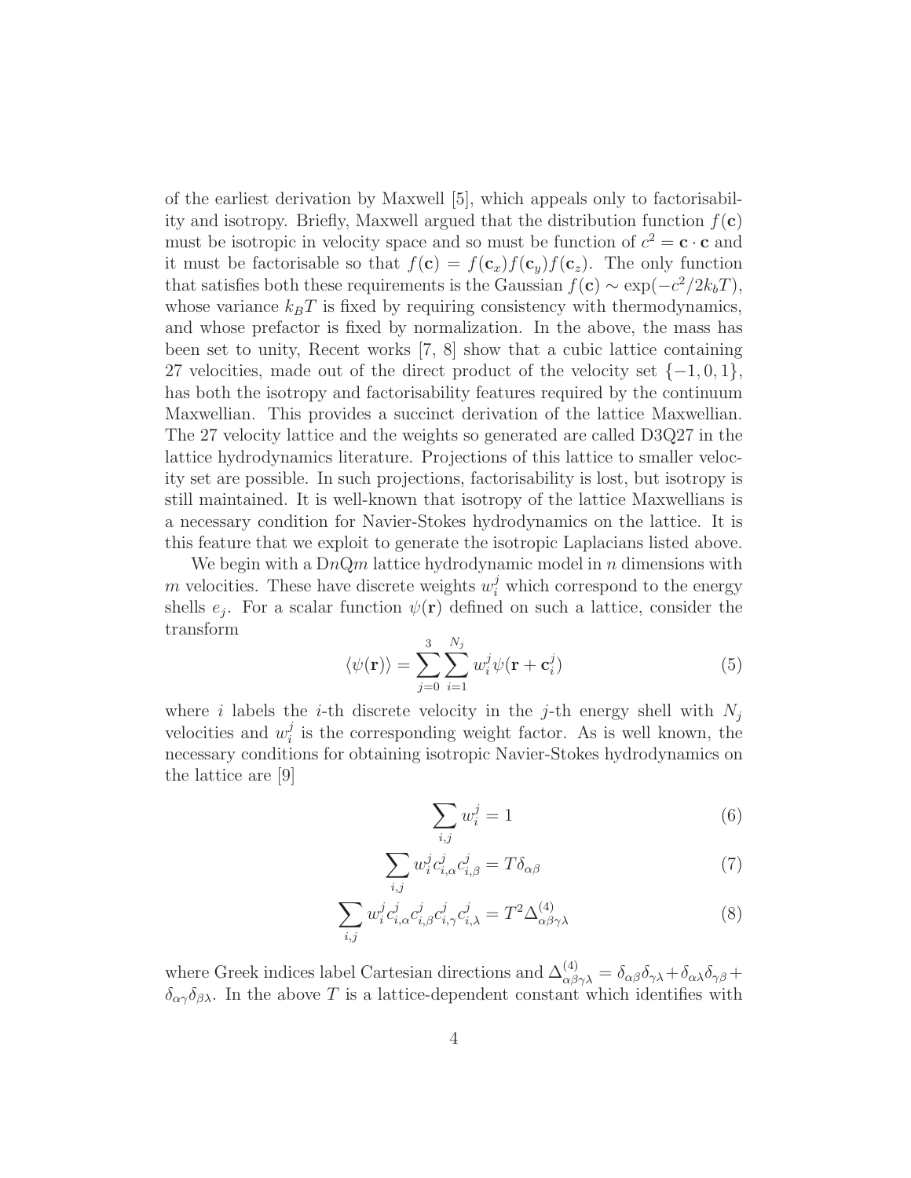of the earliest derivation by Maxwell [5], which appeals only to factorisability and isotropy. Briefly, Maxwell argued that the distribution function $f(\mathbf{c})$ must be isotropic in velocity space and so must be function of $c^2 = \mathbf{c} \cdot \mathbf{c}$ and it must be factorisable so that $f(\mathbf{c}) = f(\mathbf{c}_x)f(\mathbf{c}_y)f(\mathbf{c}_z)$. The only function that satisfies both these requirements is the Gaussian $f(\mathbf{c}) \sim \exp(-c^2/2k_bT)$, whose variance $k_BT$ is fixed by requiring consistency with thermodynamics, and whose prefactor is fixed by normalization. In the above, the mass has been set to unity, Recent works [7, 8] show that a cubic lattice containing 27 velocities, made out of the direct product of the velocity set $\{-1, 0, 1\}$, has both the isotropy and factorisability features required by the continuum Maxwellian. This provides a succinct derivation of the lattice Maxwellian. The 27 velocity lattice and the weights so generated are called D3Q27 in the lattice hydrodynamics literature. Projections of this lattice to smaller velocity set are possible. In such projections, factorisability is lost, but isotropy is still maintained. It is well-known that isotropy of the lattice Maxwellians is a necessary condition for Navier-Stokes hydrodynamics on the lattice. It is this feature that we exploit to generate the isotropic Laplacians listed above.

We begin with a D$n$Q$m$ lattice hydrodynamic model in $n$ dimensions with $m$ velocities. These have discrete weights $w_i^j$ which correspond to the energy shells $e_j$. For a scalar function $\psi(\mathbf{r})$ defined on such a lattice, consider the transform

$$\langle \psi(\mathbf{r}) \rangle = \sum_{j=0}^{3} \sum_{i=1}^{N_j} w_i^j \psi(\mathbf{r} + \mathbf{c}_i^j) \tag{5}$$

where $i$ labels the $i$-th discrete velocity in the $j$-th energy shell with $N_j$ velocities and $w_i^j$ is the corresponding weight factor. As is well known, the necessary conditions for obtaining isotropic Navier-Stokes hydrodynamics on the lattice are [9]

$$\sum_{i,j} w_i^j = 1 \tag{6}$$

$$\sum_{i,j} w_i^j c_{i,\alpha}^j c_{i,\beta}^j = T\delta_{\alpha\beta} \tag{7}$$

$$\sum_{i,j} w_i^j c_{i,\alpha}^j c_{i,\beta}^j c_{i,\gamma}^j c_{i,\lambda}^j = T^2 \Delta_{\alpha\beta\gamma\lambda}^{(4)} \tag{8}$$

where Greek indices label Cartesian directions and $\Delta_{\alpha\beta\gamma\lambda}^{(4)} = \delta_{\alpha\beta}\delta_{\gamma\lambda} + \delta_{\alpha\lambda}\delta_{\gamma\beta} + \delta_{\alpha\gamma}\delta_{\beta\lambda}$. In the above $T$ is a lattice-dependent constant which identifies with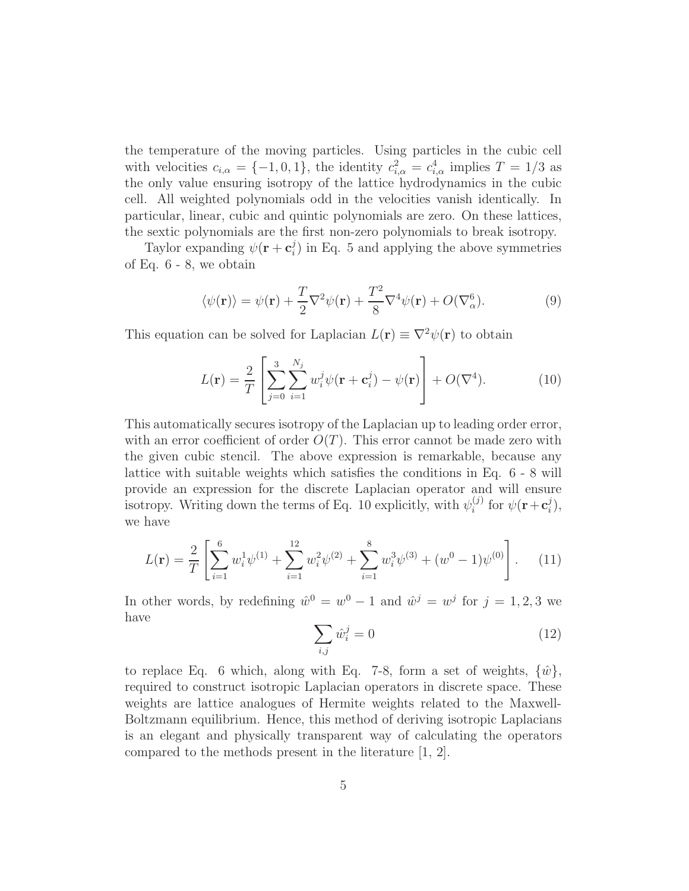the temperature of the moving particles. Using particles in the cubic cell with velocities $c_{i,\alpha} = \{-1, 0, 1\}$, the identity $c_{i,\alpha}^2 = c_{i,\alpha}^4$ implies $T = 1/3$ as the only value ensuring isotropy of the lattice hydrodynamics in the cubic cell. All weighted polynomials odd in the velocities vanish identically. In particular, linear, cubic and quintic polynomials are zero. On these lattices, the sextic polynomials are the first non-zero polynomials to break isotropy.

Taylor expanding $\psi(\mathbf{r} + \mathbf{c}_i^j)$ in Eq. 5 and applying the above symmetries of Eq. 6 - 8, we obtain

$$\langle \psi(\mathbf{r}) \rangle = \psi(\mathbf{r}) + \frac{T}{2}\nabla^2\psi(\mathbf{r}) + \frac{T^2}{8}\nabla^4\psi(\mathbf{r}) + O(\nabla_\alpha^6). \tag{9}$$

This equation can be solved for Laplacian $L(\mathbf{r}) \equiv \nabla^2\psi(\mathbf{r})$ to obtain

$$L(\mathbf{r}) = \frac{2}{T}\left[\sum_{j=0}^{3}\sum_{i=1}^{N_j} w_i^j \psi(\mathbf{r} + \mathbf{c}_i^j) - \psi(\mathbf{r})\right] + O(\nabla^4). \tag{10}$$

This automatically secures isotropy of the Laplacian up to leading order error, with an error coefficient of order $O(T)$. This error cannot be made zero with the given cubic stencil. The above expression is remarkable, because any lattice with suitable weights which satisfies the conditions in Eq. 6 - 8 will provide an expression for the discrete Laplacian operator and will ensure isotropy. Writing down the terms of Eq. 10 explicitly, with $\psi_i^{(j)}$ for $\psi(\mathbf{r}+\mathbf{c}_i^j)$, we have

$$L(\mathbf{r}) = \frac{2}{T}\left[\sum_{i=1}^{6} w_i^1\psi^{(1)} + \sum_{i=1}^{12} w_i^2\psi^{(2)} + \sum_{i=1}^{8} w_i^3\psi^{(3)} + (w^0 - 1)\psi^{(0)}\right]. \tag{11}$$

In other words, by redefining $\hat{w}^0 = w^0 - 1$ and $\hat{w}^j = w^j$ for $j = 1, 2, 3$ we have

$$\sum_{i,j} \hat{w}_i^j = 0 \tag{12}$$

to replace Eq. 6 which, along with Eq. 7-8, form a set of weights, $\{\hat{w}\}$, required to construct isotropic Laplacian operators in discrete space. These weights are lattice analogues of Hermite weights related to the Maxwell-Boltzmann equilibrium. Hence, this method of deriving isotropic Laplacians is an elegant and physically transparent way of calculating the operators compared to the methods present in the literature [1, 2].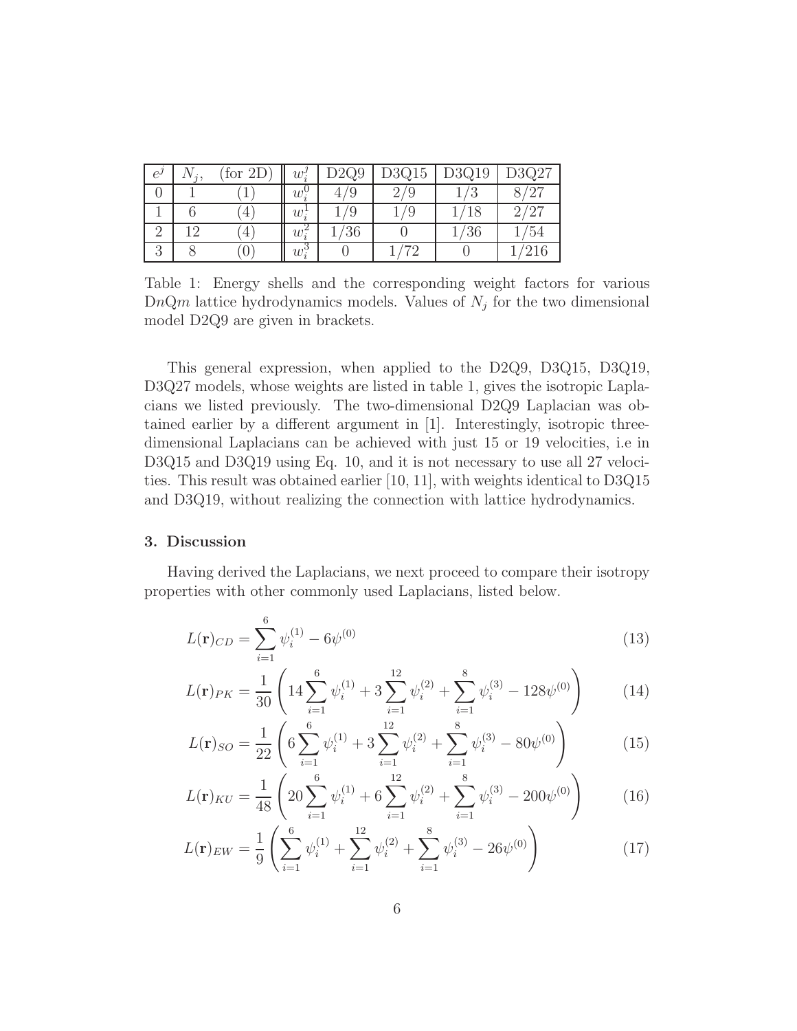| $e^j$ | $N_j$, | (for 2D) | $w_i^j$ | D2Q9 | D3Q15 | D3Q19 | D3Q27 |
|---|---|---|---|---|---|---|---|
| 0 | 1 | (1) | $w_i^0$ | 4/9 | 2/9 | 1/3 | 8/27 |
| 1 | 6 | (4) | $w_i^1$ | 1/9 | 1/9 | 1/18 | 2/27 |
| 2 | 12 | (4) | $w_i^2$ | 1/36 | 0 | 1/36 | 1/54 |
| 3 | 8 | (0) | $w_i^3$ | 0 | 1/72 | 0 | 1/216 |

Table 1: Energy shells and the corresponding weight factors for various D$n$Q$m$ lattice hydrodynamics models. Values of $N_j$ for the two dimensional model D2Q9 are given in brackets.

This general expression, when applied to the D2Q9, D3Q15, D3Q19, D3Q27 models, whose weights are listed in table 1, gives the isotropic Laplacians we listed previously. The two-dimensional D2Q9 Laplacian was obtained earlier by a different argument in [1]. Interestingly, isotropic three-dimensional Laplacians can be achieved with just 15 or 19 velocities, i.e in D3Q15 and D3Q19 using Eq. 10, and it is not necessary to use all 27 velocities. This result was obtained earlier [10, 11], with weights identical to D3Q15 and D3Q19, without realizing the connection with lattice hydrodynamics.

### 3. Discussion

Having derived the Laplacians, we next proceed to compare their isotropy properties with other commonly used Laplacians, listed below.

$$L(\mathbf{r})_{CD} = \sum_{i=1}^{6} \psi_i^{(1)} - 6\psi^{(0)} \tag{13}$$

$$L(\mathbf{r})_{PK} = \frac{1}{30}\left(14\sum_{i=1}^{6} \psi_i^{(1)} + 3\sum_{i=1}^{12} \psi_i^{(2)} + \sum_{i=1}^{8} \psi_i^{(3)} - 128\psi^{(0)}\right) \tag{14}$$

$$L(\mathbf{r})_{SO} = \frac{1}{22}\left(6\sum_{i=1}^{6} \psi_i^{(1)} + 3\sum_{i=1}^{12} \psi_i^{(2)} + \sum_{i=1}^{8} \psi_i^{(3)} - 80\psi^{(0)}\right) \tag{15}$$

$$L(\mathbf{r})_{KU} = \frac{1}{48}\left(20\sum_{i=1}^{6} \psi_i^{(1)} + 6\sum_{i=1}^{12} \psi_i^{(2)} + \sum_{i=1}^{8} \psi_i^{(3)} - 200\psi^{(0)}\right) \tag{16}$$

$$L(\mathbf{r})_{EW} = \frac{1}{9}\left(\sum_{i=1}^{6} \psi_i^{(1)} + \sum_{i=1}^{12} \psi_i^{(2)} + \sum_{i=1}^{8} \psi_i^{(3)} - 26\psi^{(0)}\right) \tag{17}$$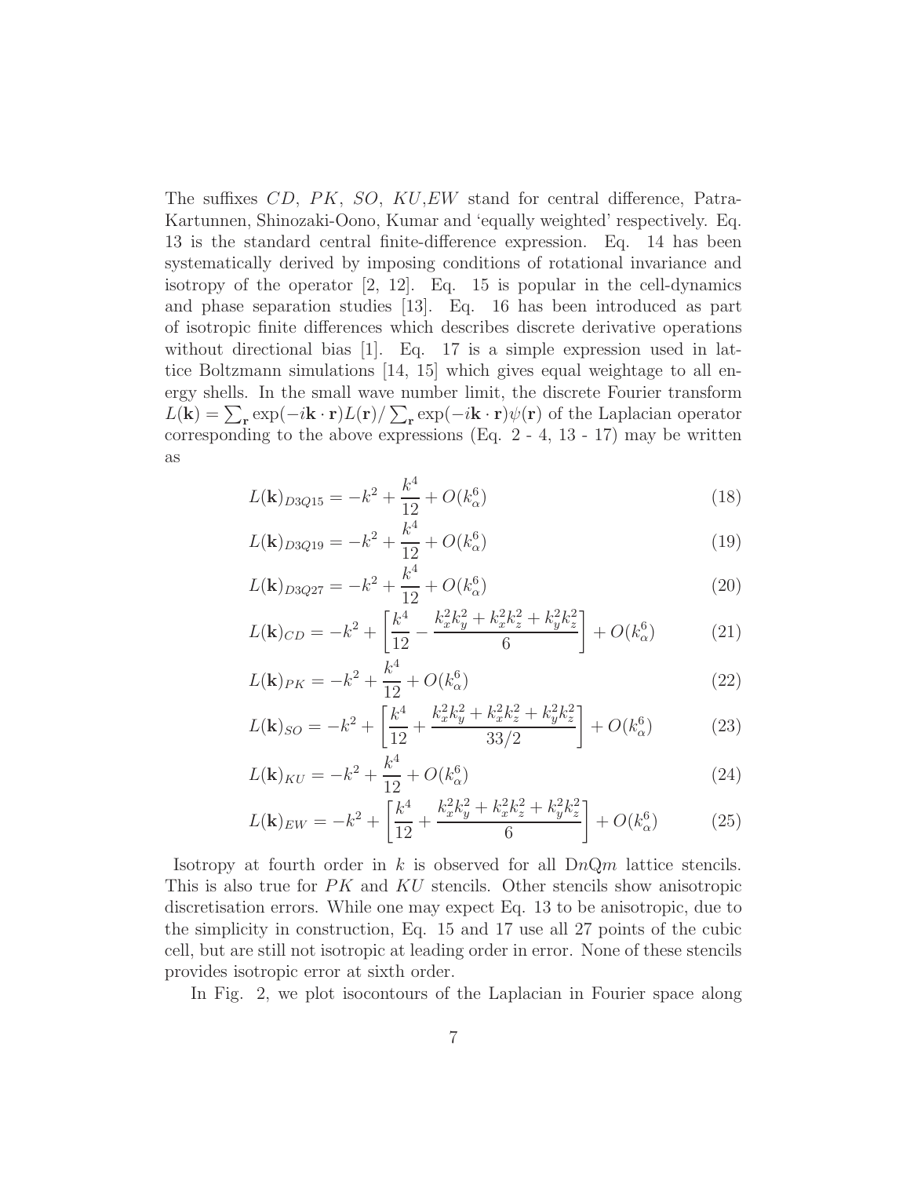The suffixes $CD$, $PK$, $SO$, $KU$,$EW$ stand for central difference, Patra-Kartunnen, Shinozaki-Oono, Kumar and 'equally weighted' respectively. Eq. 13 is the standard central finite-difference expression. Eq. 14 has been systematically derived by imposing conditions of rotational invariance and isotropy of the operator [2, 12]. Eq. 15 is popular in the cell-dynamics and phase separation studies [13]. Eq. 16 has been introduced as part of isotropic finite differences which describes discrete derivative operations without directional bias [1]. Eq. 17 is a simple expression used in lattice Boltzmann simulations [14, 15] which gives equal weightage to all energy shells. In the small wave number limit, the discrete Fourier transform $L(\mathbf{k}) = \sum_{\mathbf{r}} \exp(-i\mathbf{k}\cdot\mathbf{r})L(\mathbf{r})/\sum_{\mathbf{r}} \exp(-i\mathbf{k}\cdot\mathbf{r})\psi(\mathbf{r})$ of the Laplacian operator corresponding to the above expressions (Eq. 2 - 4, 13 - 17) may be written as

$$L(\mathbf{k})_{D3Q15} = -k^2 + \frac{k^4}{12} + O(k_\alpha^6) \tag{18}$$

$$L(\mathbf{k})_{D3Q19} = -k^2 + \frac{k^4}{12} + O(k_\alpha^6) \tag{19}$$

$$L(\mathbf{k})_{D3Q27} = -k^2 + \frac{k^4}{12} + O(k_\alpha^6) \tag{20}$$

$$L(\mathbf{k})_{CD} = -k^2 + \left[\frac{k^4}{12} - \frac{k_x^2k_y^2 + k_x^2k_z^2 + k_y^2k_z^2}{6}\right] + O(k_\alpha^6) \tag{21}$$

$$L(\mathbf{k})_{PK} = -k^2 + \frac{k^4}{12} + O(k_\alpha^6) \tag{22}$$

$$L(\mathbf{k})_{SO} = -k^2 + \left[\frac{k^4}{12} + \frac{k_x^2k_y^2 + k_x^2k_z^2 + k_y^2k_z^2}{33/2}\right] + O(k_\alpha^6) \tag{23}$$

$$L(\mathbf{k})_{KU} = -k^2 + \frac{k^4}{12} + O(k_\alpha^6) \tag{24}$$

$$L(\mathbf{k})_{EW} = -k^2 + \left[\frac{k^4}{12} + \frac{k_x^2k_y^2 + k_x^2k_z^2 + k_y^2k_z^2}{6}\right] + O(k_\alpha^6) \tag{25}$$

Isotropy at fourth order in $k$ is observed for all D$n$Q$m$ lattice stencils. This is also true for $PK$ and $KU$ stencils. Other stencils show anisotropic discretisation errors. While one may expect Eq. 13 to be anisotropic, due to the simplicity in construction, Eq. 15 and 17 use all 27 points of the cubic cell, but are still not isotropic at leading order in error. None of these stencils provides isotropic error at sixth order.

In Fig. 2, we plot isocontours of the Laplacian in Fourier space along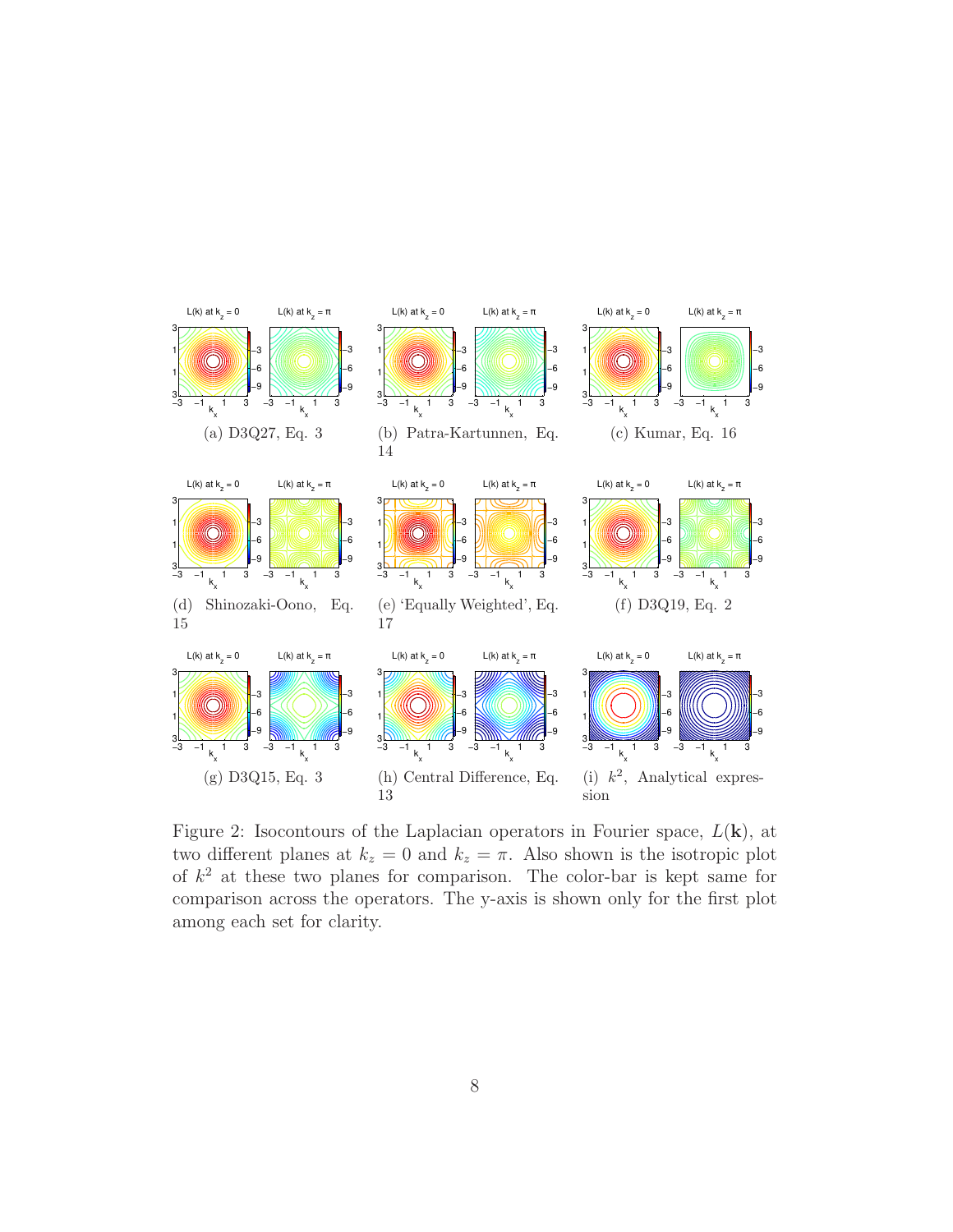(a) D3Q27, Eq. 3

(b) Patra-Kartunnen, Eq. 14

(c) Kumar, Eq. 16

(d) Shinozaki-Oono, Eq. 15

(e) 'Equally Weighted', Eq. 17

(f) D3Q19, Eq. 2

(g) D3Q15, Eq. 3

(h) Central Difference, Eq. 13

(i) $k^2$, Analytical expression

Figure 2: Isocontours of the Laplacian operators in Fourier space, $L(\mathbf{k})$, at two different planes at $k_z = 0$ and $k_z = \pi$. Also shown is the isotropic plot of $k^2$ at these two planes for comparison. The color-bar is kept same for comparison across the operators. The y-axis is shown only for the first plot among each set for clarity.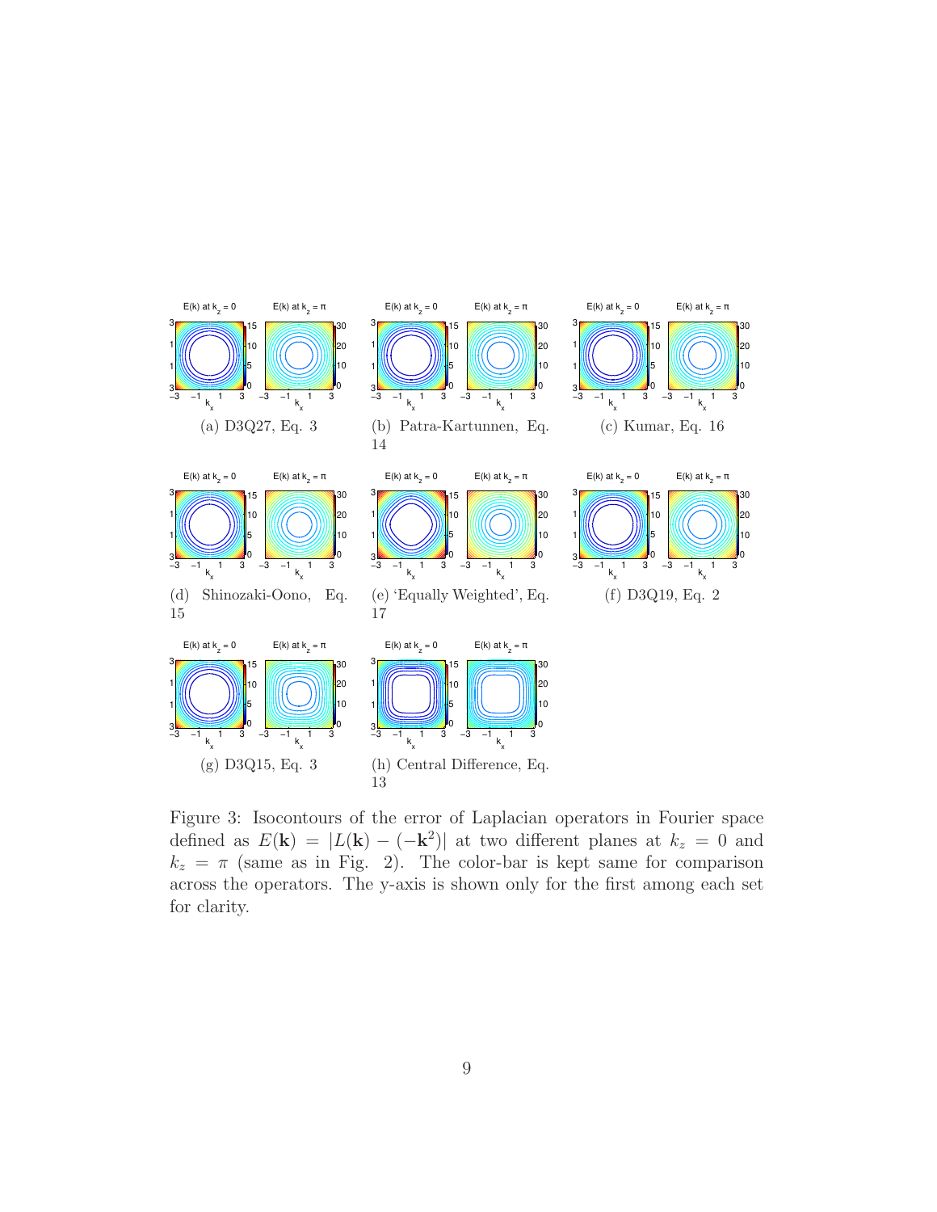(a) D3Q27, Eq. 3

(b) Patra-Kartunnen, Eq. 14

(c) Kumar, Eq. 16

(d) Shinozaki-Oono, Eq. 15

(e) 'Equally Weighted', Eq. 17

(f) D3Q19, Eq. 2

(g) D3Q15, Eq. 3

(h) Central Difference, Eq. 13

Figure 3: Isocontours of the error of Laplacian operators in Fourier space defined as $E(\mathbf{k}) = |L(\mathbf{k}) - (-\mathbf{k}^2)|$ at two different planes at $k_z = 0$ and $k_z = \pi$ (same as in Fig. 2). The color-bar is kept same for comparison across the operators. The y-axis is shown only for the first among each set for clarity.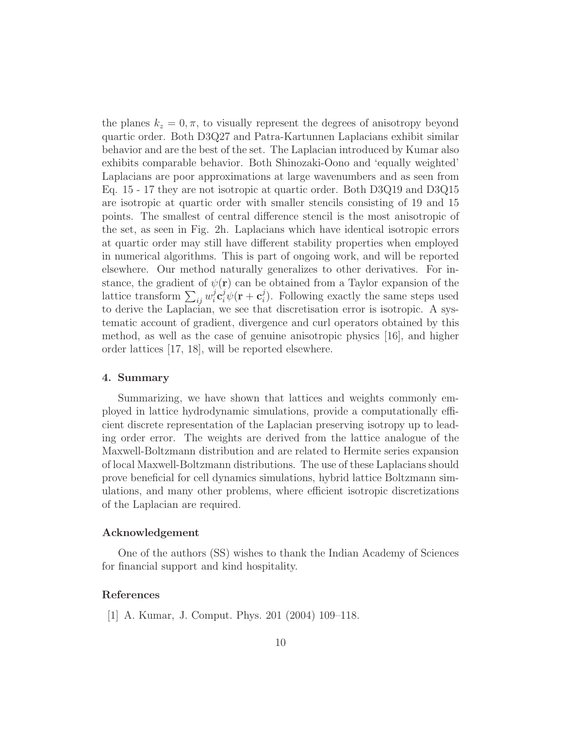the planes $k_z = 0, \pi$, to visually represent the degrees of anisotropy beyond quartic order. Both D3Q27 and Patra-Kartunnen Laplacians exhibit similar behavior and are the best of the set. The Laplacian introduced by Kumar also exhibits comparable behavior. Both Shinozaki-Oono and 'equally weighted' Laplacians are poor approximations at large wavenumbers and as seen from Eq. 15 - 17 they are not isotropic at quartic order. Both D3Q19 and D3Q15 are isotropic at quartic order with smaller stencils consisting of 19 and 15 points. The smallest of central difference stencil is the most anisotropic of the set, as seen in Fig. 2h. Laplacians which have identical isotropic errors at quartic order may still have different stability properties when employed in numerical algorithms. This is part of ongoing work, and will be reported elsewhere. Our method naturally generalizes to other derivatives. For instance, the gradient of $\psi(\mathbf{r})$ can be obtained from a Taylor expansion of the lattice transform $\sum_{ij} w_i^j \mathbf{c}_i^j \psi(\mathbf{r} + \mathbf{c}_i^j)$. Following exactly the same steps used to derive the Laplacian, we see that discretisation error is isotropic. A systematic account of gradient, divergence and curl operators obtained by this method, as well as the case of genuine anisotropic physics [16], and higher order lattices [17, 18], will be reported elsewhere.

## 4. Summary

Summarizing, we have shown that lattices and weights commonly employed in lattice hydrodynamic simulations, provide a computationally efficient discrete representation of the Laplacian preserving isotropy up to leading order error. The weights are derived from the lattice analogue of the Maxwell-Boltzmann distribution and are related to Hermite series expansion of local Maxwell-Boltzmann distributions. The use of these Laplacians should prove beneficial for cell dynamics simulations, hybrid lattice Boltzmann simulations, and many other problems, where efficient isotropic discretizations of the Laplacian are required.

## Acknowledgement

One of the authors (SS) wishes to thank the Indian Academy of Sciences for financial support and kind hospitality.

## References

[1] A. Kumar, J. Comput. Phys. 201 (2004) 109–118.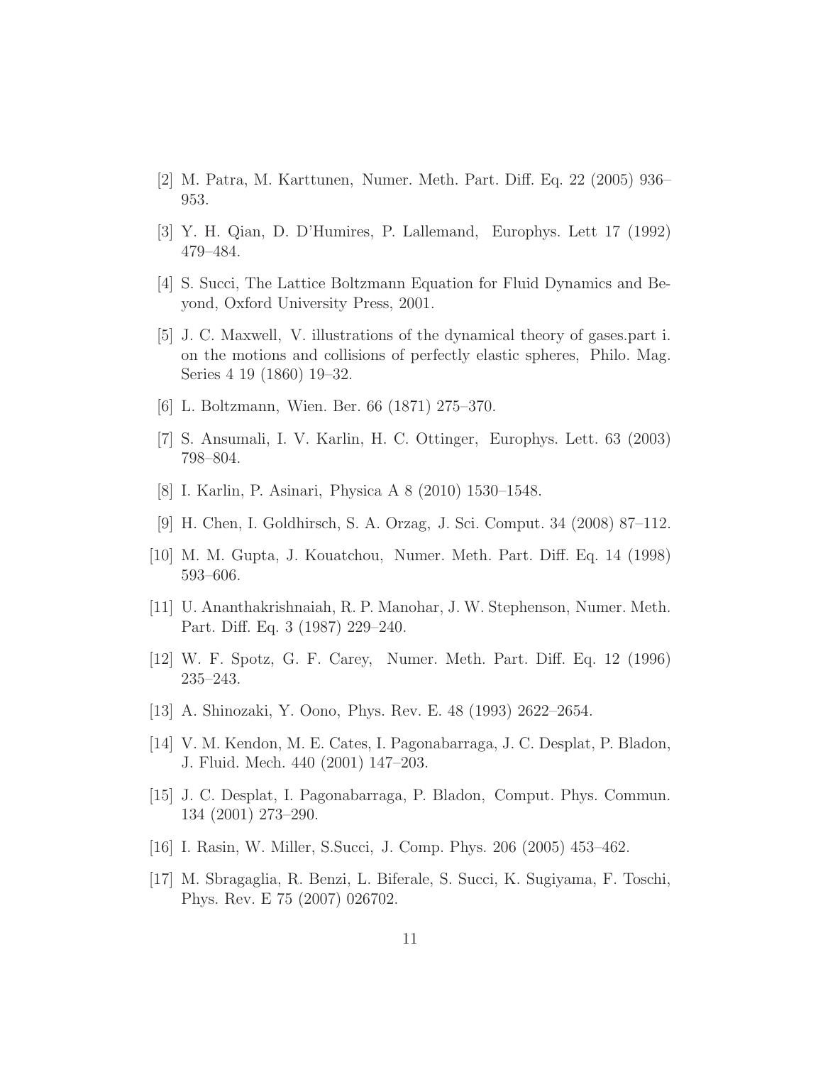[2] M. Patra, M. Karttunen, Numer. Meth. Part. Diff. Eq. 22 (2005) 936–953.

[3] Y. H. Qian, D. D'Humires, P. Lallemand, Europhys. Lett 17 (1992) 479–484.

[4] S. Succi, The Lattice Boltzmann Equation for Fluid Dynamics and Beyond, Oxford University Press, 2001.

[5] J. C. Maxwell, V. illustrations of the dynamical theory of gases.part i. on the motions and collisions of perfectly elastic spheres, Philo. Mag. Series 4 19 (1860) 19–32.

[6] L. Boltzmann, Wien. Ber. 66 (1871) 275–370.

[7] S. Ansumali, I. V. Karlin, H. C. Ottinger, Europhys. Lett. 63 (2003) 798–804.

[8] I. Karlin, P. Asinari, Physica A 8 (2010) 1530–1548.

[9] H. Chen, I. Goldhirsch, S. A. Orzag, J. Sci. Comput. 34 (2008) 87–112.

[10] M. M. Gupta, J. Kouatchou, Numer. Meth. Part. Diff. Eq. 14 (1998) 593–606.

[11] U. Ananthakrishnaiah, R. P. Manohar, J. W. Stephenson, Numer. Meth. Part. Diff. Eq. 3 (1987) 229–240.

[12] W. F. Spotz, G. F. Carey, Numer. Meth. Part. Diff. Eq. 12 (1996) 235–243.

[13] A. Shinozaki, Y. Oono, Phys. Rev. E. 48 (1993) 2622–2654.

[14] V. M. Kendon, M. E. Cates, I. Pagonabarraga, J. C. Desplat, P. Bladon, J. Fluid. Mech. 440 (2001) 147–203.

[15] J. C. Desplat, I. Pagonabarraga, P. Bladon, Comput. Phys. Commun. 134 (2001) 273–290.

[16] I. Rasin, W. Miller, S.Succi, J. Comp. Phys. 206 (2005) 453–462.

[17] M. Sbragaglia, R. Benzi, L. Biferale, S. Succi, K. Sugiyama, F. Toschi, Phys. Rev. E 75 (2007) 026702.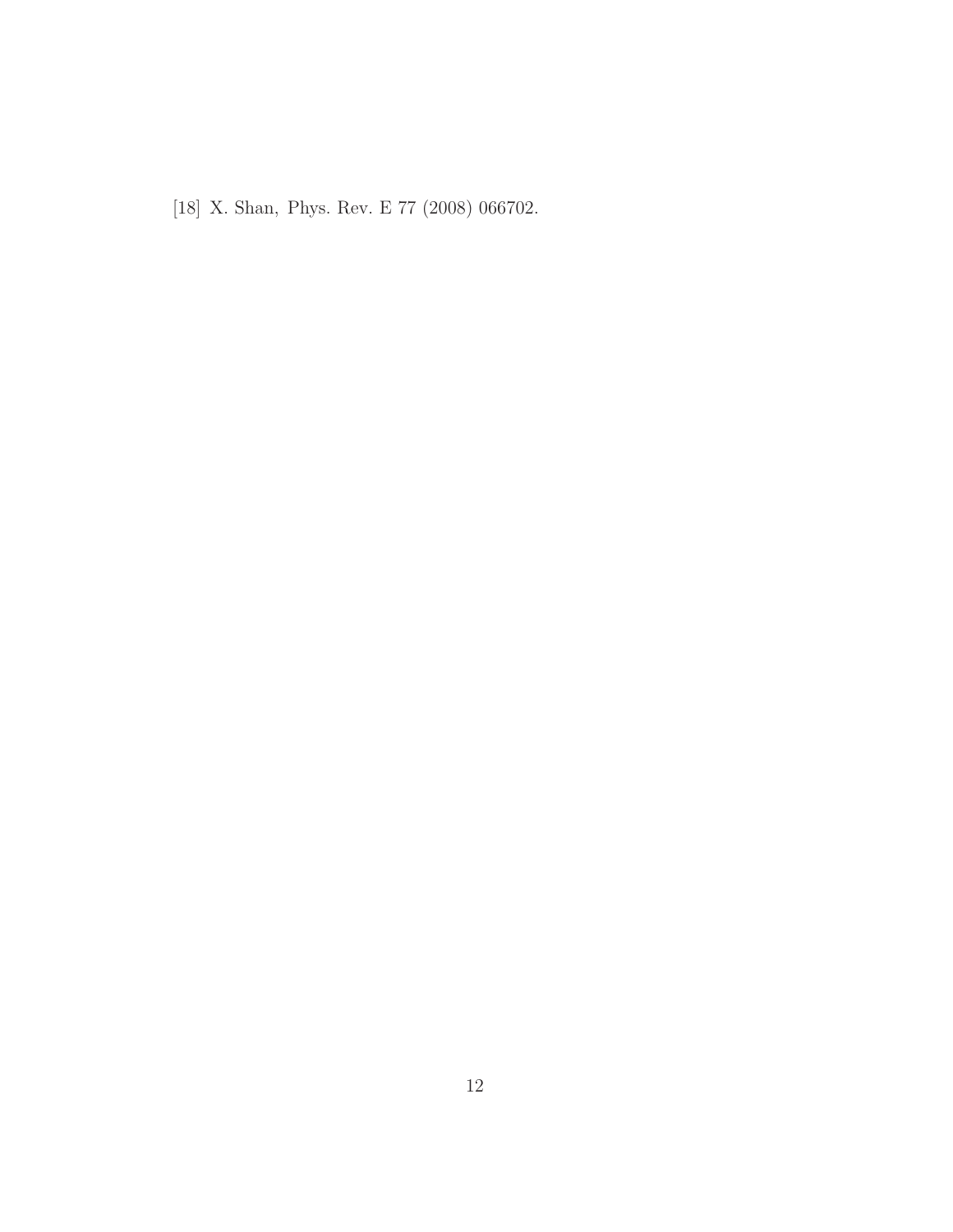[18] X. Shan, Phys. Rev. E 77 (2008) 066702.